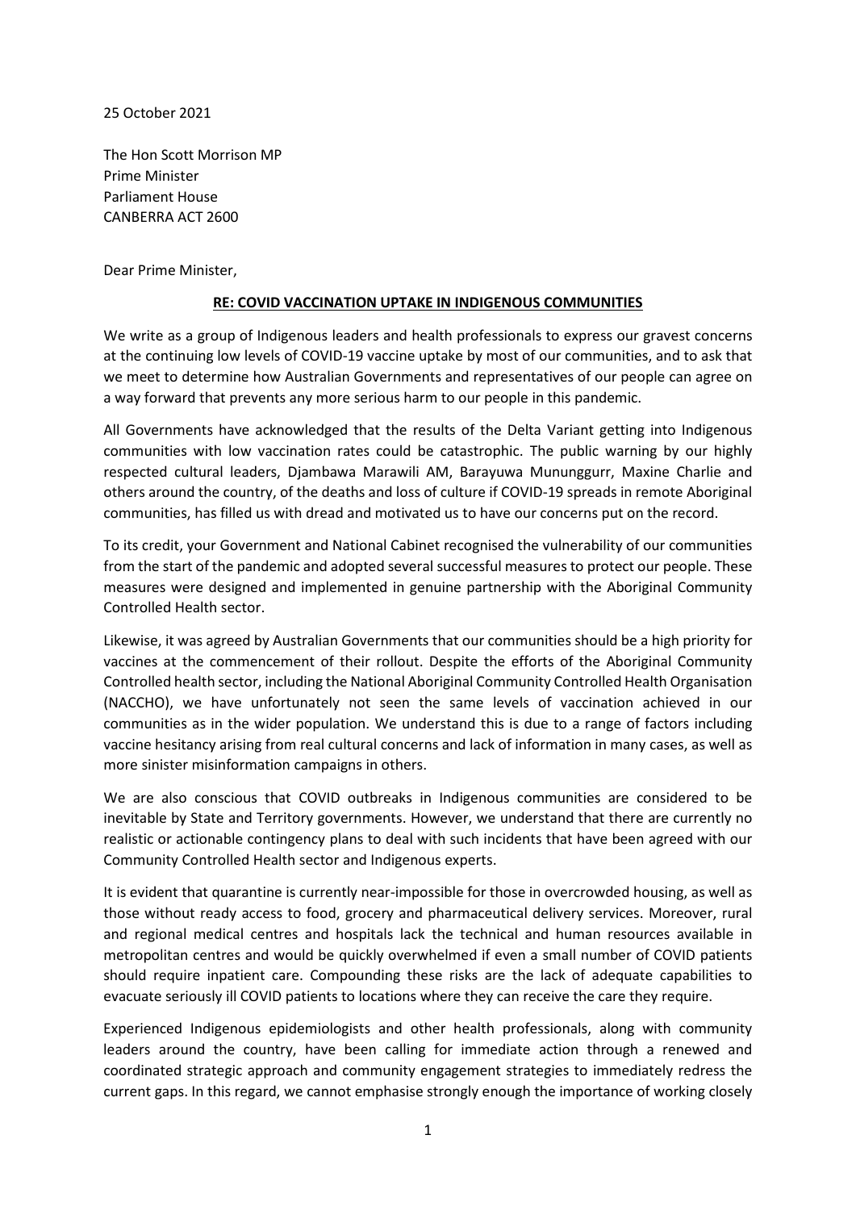25 October 2021

The Hon Scott Morrison MP
Prime Minister
Parliament House
CANBERRA ACT 2600

Dear Prime Minister,

**RE: COVID VACCINATION UPTAKE IN INDIGENOUS COMMUNITIES**

We write as a group of Indigenous leaders and health professionals to express our gravest concerns at the continuing low levels of COVID-19 vaccine uptake by most of our communities, and to ask that we meet to determine how Australian Governments and representatives of our people can agree on a way forward that prevents any more serious harm to our people in this pandemic.

All Governments have acknowledged that the results of the Delta Variant getting into Indigenous communities with low vaccination rates could be catastrophic. The public warning by our highly respected cultural leaders, Djambawa Marawili AM, Barayuwa Mununggurr, Maxine Charlie and others around the country, of the deaths and loss of culture if COVID-19 spreads in remote Aboriginal communities, has filled us with dread and motivated us to have our concerns put on the record.

To its credit, your Government and National Cabinet recognised the vulnerability of our communities from the start of the pandemic and adopted several successful measures to protect our people. These measures were designed and implemented in genuine partnership with the Aboriginal Community Controlled Health sector.

Likewise, it was agreed by Australian Governments that our communities should be a high priority for vaccines at the commencement of their rollout. Despite the efforts of the Aboriginal Community Controlled health sector, including the National Aboriginal Community Controlled Health Organisation (NACCHO), we have unfortunately not seen the same levels of vaccination achieved in our communities as in the wider population. We understand this is due to a range of factors including vaccine hesitancy arising from real cultural concerns and lack of information in many cases, as well as more sinister misinformation campaigns in others.

We are also conscious that COVID outbreaks in Indigenous communities are considered to be inevitable by State and Territory governments. However, we understand that there are currently no realistic or actionable contingency plans to deal with such incidents that have been agreed with our Community Controlled Health sector and Indigenous experts.

It is evident that quarantine is currently near-impossible for those in overcrowded housing, as well as those without ready access to food, grocery and pharmaceutical delivery services. Moreover, rural and regional medical centres and hospitals lack the technical and human resources available in metropolitan centres and would be quickly overwhelmed if even a small number of COVID patients should require inpatient care. Compounding these risks are the lack of adequate capabilities to evacuate seriously ill COVID patients to locations where they can receive the care they require.

Experienced Indigenous epidemiologists and other health professionals, along with community leaders around the country, have been calling for immediate action through a renewed and coordinated strategic approach and community engagement strategies to immediately redress the current gaps. In this regard, we cannot emphasise strongly enough the importance of working closely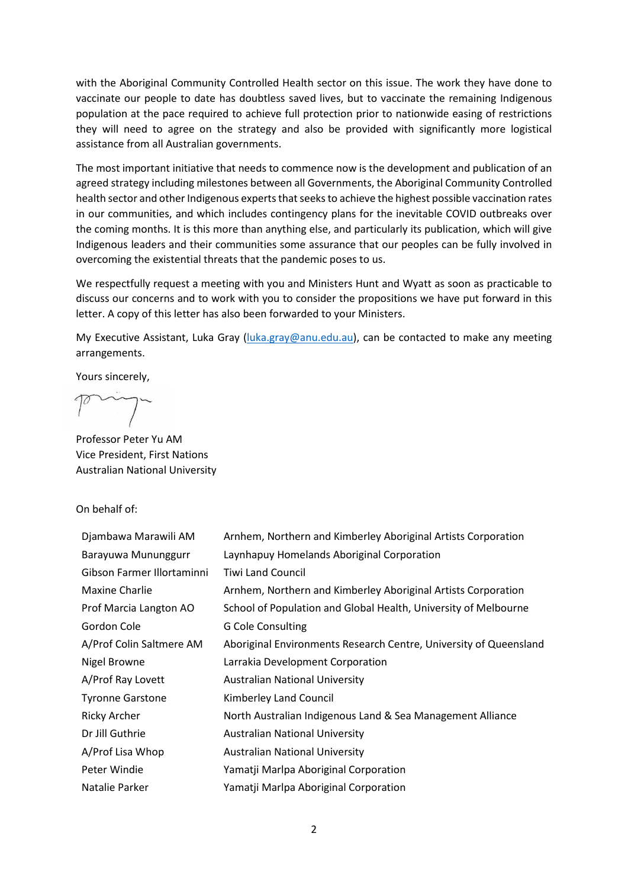with the Aboriginal Community Controlled Health sector on this issue. The work they have done to vaccinate our people to date has doubtless saved lives, but to vaccinate the remaining Indigenous population at the pace required to achieve full protection prior to nationwide easing of restrictions they will need to agree on the strategy and also be provided with significantly more logistical assistance from all Australian governments.

The most important initiative that needs to commence now is the development and publication of an agreed strategy including milestones between all Governments, the Aboriginal Community Controlled health sector and other Indigenous experts that seeks to achieve the highest possible vaccination rates in our communities, and which includes contingency plans for the inevitable COVID outbreaks over the coming months. It is this more than anything else, and particularly its publication, which will give Indigenous leaders and their communities some assurance that our peoples can be fully involved in overcoming the existential threats that the pandemic poses to us.

We respectfully request a meeting with you and Ministers Hunt and Wyatt as soon as practicable to discuss our concerns and to work with you to consider the propositions we have put forward in this letter. A copy of this letter has also been forwarded to your Ministers.

My Executive Assistant, Luka Gray (luka.gray@anu.edu.au), can be contacted to make any meeting arrangements.

Yours sincerely,

Professor Peter Yu AM
Vice President, First Nations
Australian National University

On behalf of:

| | |
|---|---|
| Djambawa Marawili AM | Arnhem, Northern and Kimberley Aboriginal Artists Corporation |
| Barayuwa Mununggurr | Laynhapuy Homelands Aboriginal Corporation |
| Gibson Farmer Illortaminni | Tiwi Land Council |
| Maxine Charlie | Arnhem, Northern and Kimberley Aboriginal Artists Corporation |
| Prof Marcia Langton AO | School of Population and Global Health, University of Melbourne |
| Gordon Cole | G Cole Consulting |
| A/Prof Colin Saltmere AM | Aboriginal Environments Research Centre, University of Queensland |
| Nigel Browne | Larrakia Development Corporation |
| A/Prof Ray Lovett | Australian National University |
| Tyronne Garstone | Kimberley Land Council |
| Ricky Archer | North Australian Indigenous Land & Sea Management Alliance |
| Dr Jill Guthrie | Australian National University |
| A/Prof Lisa Whop | Australian National University |
| Peter Windie | Yamatji Marlpa Aboriginal Corporation |
| Natalie Parker | Yamatji Marlpa Aboriginal Corporation |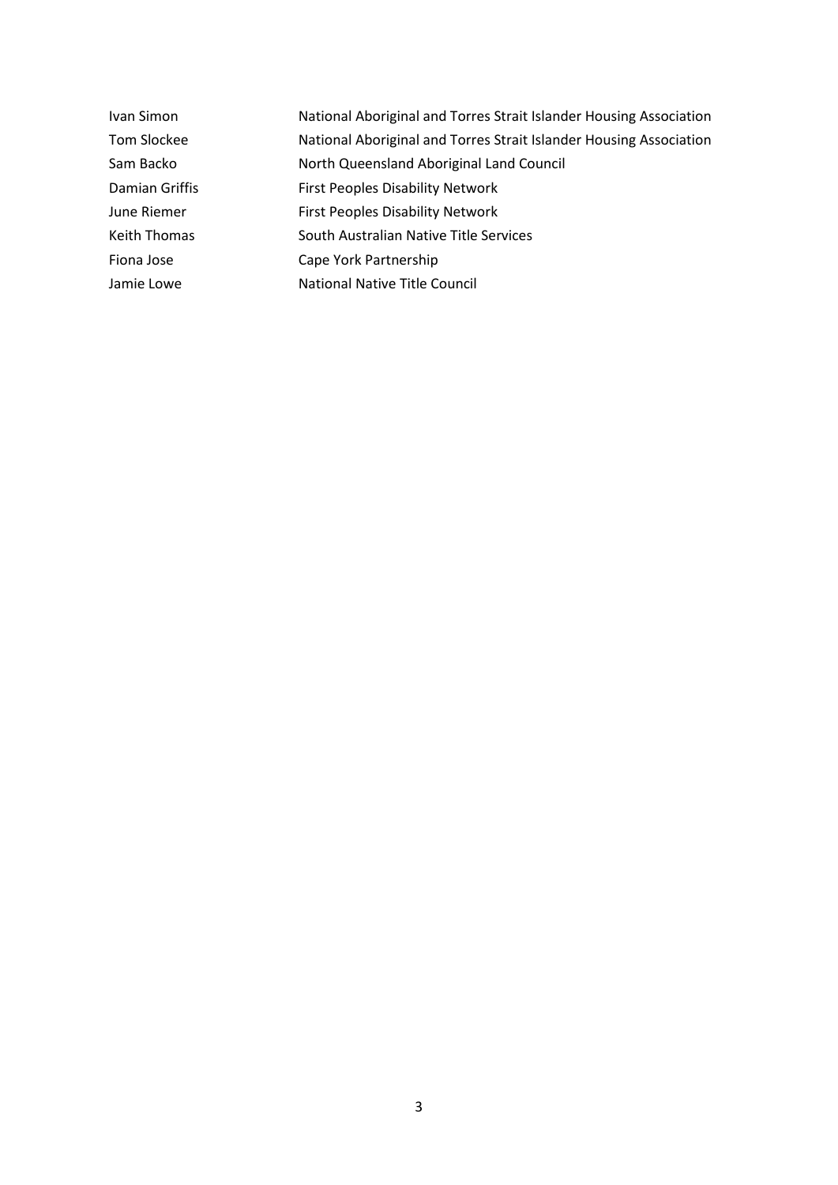| | |
|---|---|
| Ivan Simon | National Aboriginal and Torres Strait Islander Housing Association |
| Tom Slockee | National Aboriginal and Torres Strait Islander Housing Association |
| Sam Backo | North Queensland Aboriginal Land Council |
| Damian Griffis | First Peoples Disability Network |
| June Riemer | First Peoples Disability Network |
| Keith Thomas | South Australian Native Title Services |
| Fiona Jose | Cape York Partnership |
| Jamie Lowe | National Native Title Council |